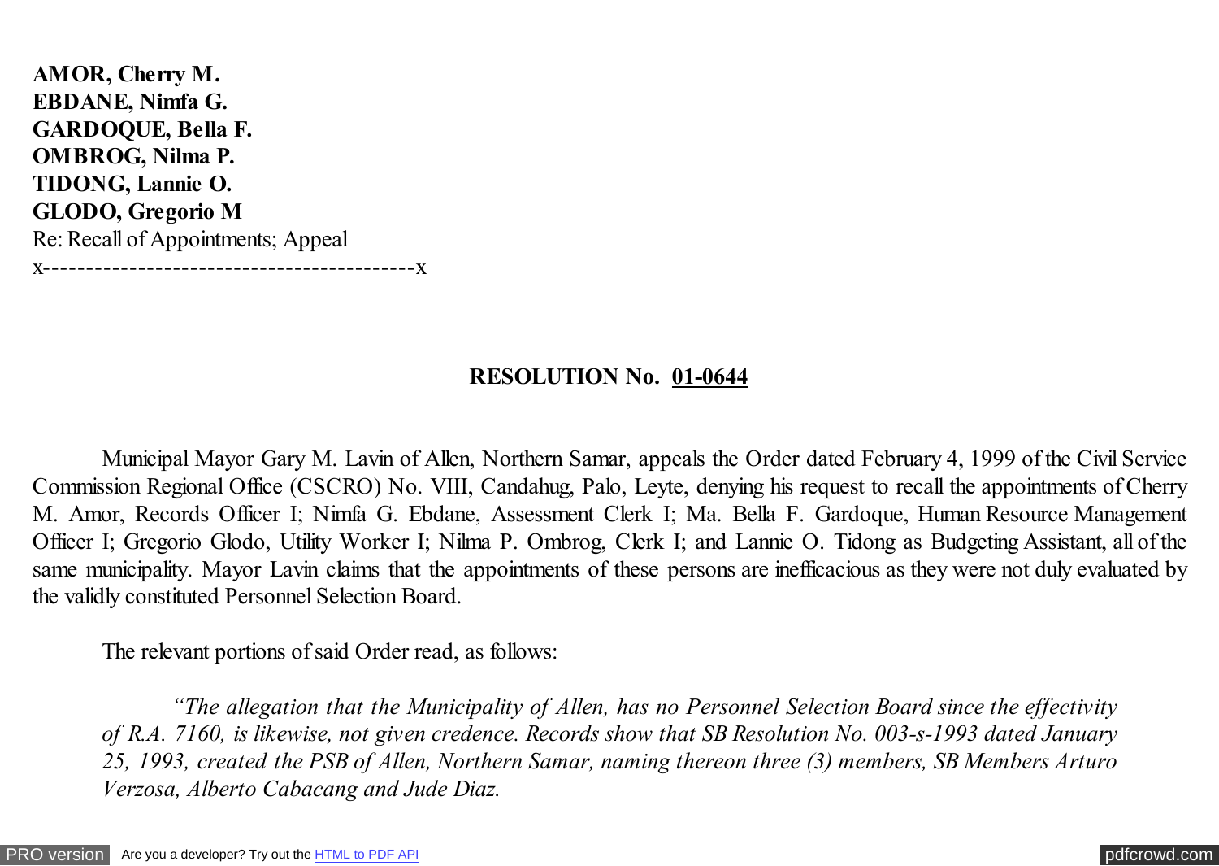**AMOR, Cherry M.**
**EBDANE, Nimfa G.**
**GARDOQUE, Bella F.**
**OMBROG, Nilma P.**
**TIDONG, Lannie O.**
**GLODO, Gregorio M**
Re: Recall of Appointments; Appeal
x------------------------------------------x

**RESOLUTION No. 01-0644**

Municipal Mayor Gary M. Lavin of Allen, Northern Samar, appeals the Order dated February 4, 1999 of the Civil Service Commission Regional Office (CSCRO) No. VIII, Candahug, Palo, Leyte, denying his request to recall the appointments of Cherry M. Amor, Records Officer I; Nimfa G. Ebdane, Assessment Clerk I; Ma. Bella F. Gardoque, Human Resource Management Officer I; Gregorio Glodo, Utility Worker I; Nilma P. Ombrog, Clerk I; and Lannie O. Tidong as Budgeting Assistant, all of the same municipality. Mayor Lavin claims that the appointments of these persons are inefficacious as they were not duly evaluated by the validly constituted Personnel Selection Board.

The relevant portions of said Order read, as follows:

> *"The allegation that the Municipality of Allen, has no Personnel Selection Board since the effectivity of R.A. 7160, is likewise, not given credence. Records show that SB Resolution No. 003-s-1993 dated January 25, 1993, created the PSB of Allen, Northern Samar, naming thereon three (3) members, SB Members Arturo Verzosa, Alberto Cabacang and Jude Diaz.*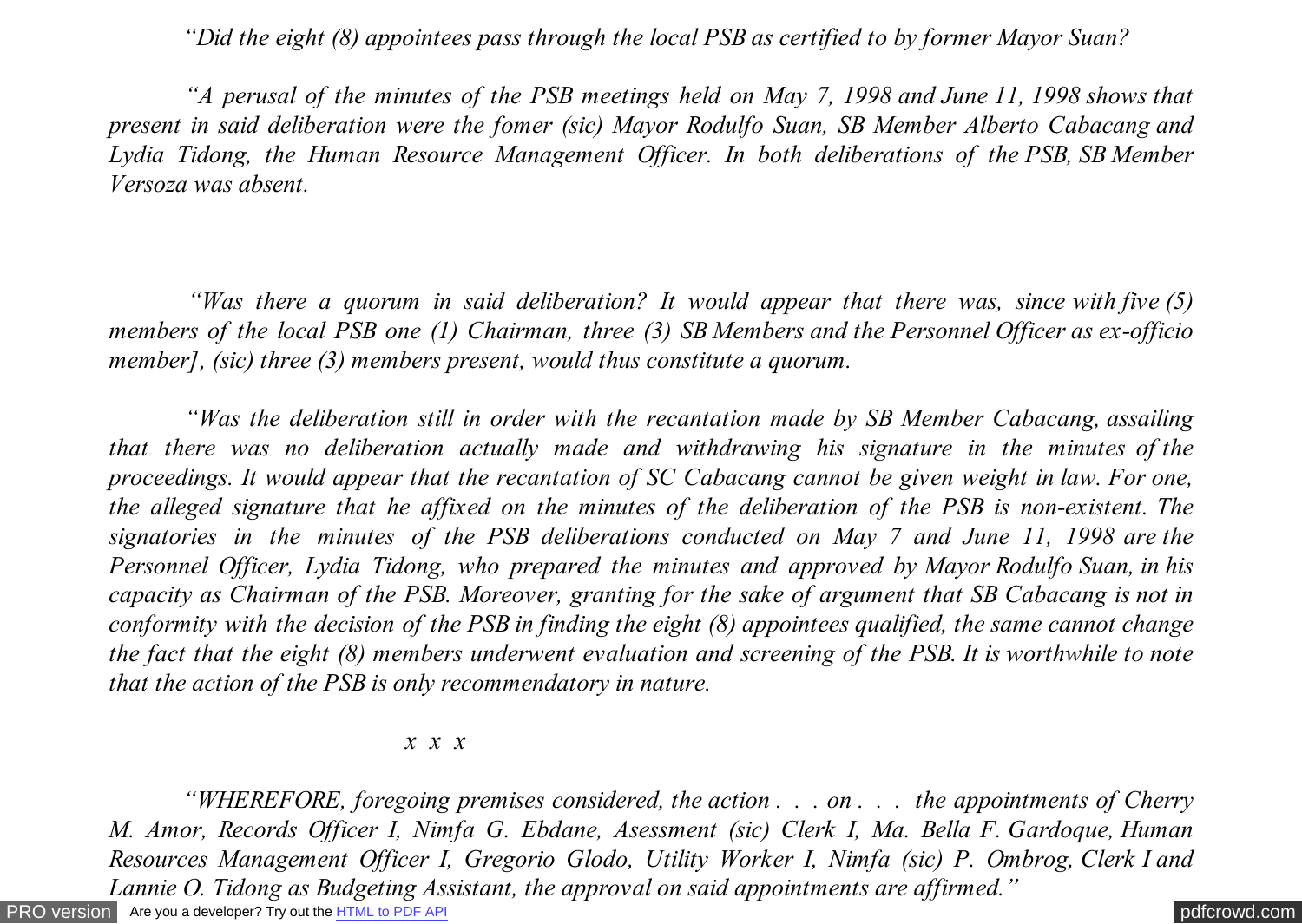*"Did the eight (8) appointees pass through the local PSB as certified to by former Mayor Suan?*

*"A perusal of the minutes of the PSB meetings held on May 7, 1998 and June 11, 1998 shows that present in said deliberation were the fomer (sic) Mayor Rodulfo Suan, SB Member Alberto Cabacang and Lydia Tidong, the Human Resource Management Officer. In both deliberations of the PSB, SB Member Versoza was absent.*

*"Was there a quorum in said deliberation? It would appear that there was, since with five (5) members of the local PSB one (1) Chairman, three (3) SB Members and the Personnel Officer as ex-officio member], (sic) three (3) members present, would thus constitute a quorum.*

*"Was the deliberation still in order with the recantation made by SB Member Cabacang, assailing that there was no deliberation actually made and withdrawing his signature in the minutes of the proceedings. It would appear that the recantation of SC Cabacang cannot be given weight in law. For one, the alleged signature that he affixed on the minutes of the deliberation of the PSB is non-existent. The signatories in the minutes of the PSB deliberations conducted on May 7 and June 11, 1998 are the Personnel Officer, Lydia Tidong, who prepared the minutes and approved by Mayor Rodulfo Suan, in his capacity as Chairman of the PSB. Moreover, granting for the sake of argument that SB Cabacang is not in conformity with the decision of the PSB in finding the eight (8) appointees qualified, the same cannot change the fact that the eight (8) members underwent evaluation and screening of the PSB. It is worthwhile to note that the action of the PSB is only recommendatory in nature.*

*x x x*

*"WHEREFORE, foregoing premises considered, the action . . . on . . . the appointments of Cherry M. Amor, Records Officer I, Nimfa G. Ebdane, Asessment (sic) Clerk I, Ma. Bella F. Gardoque, Human Resources Management Officer I, Gregorio Glodo, Utility Worker I, Nimfa (sic) P. Ombrog, Clerk I and Lannie O. Tidong as Budgeting Assistant, the approval on said appointments are affirmed."*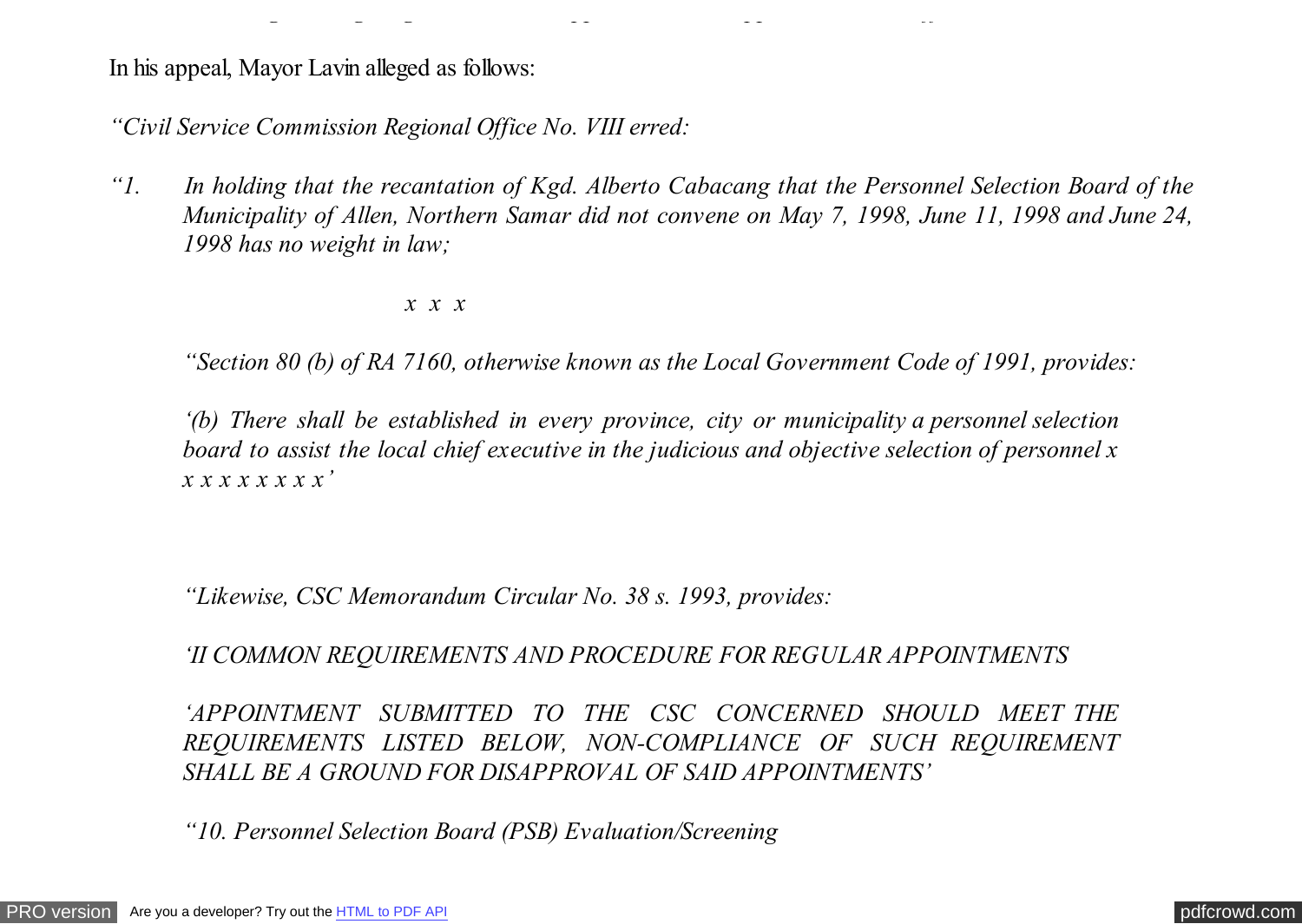In his appeal, Mayor Lavin alleged as follows:

*"Civil Service Commission Regional Office No. VIII erred:*

*"1. In holding that the recantation of Kgd. Alberto Cabacang that the Personnel Selection Board of the Municipality of Allen, Northern Samar did not convene on May 7, 1998, June 11, 1998 and June 24, 1998 has no weight in law;*

*x x x*

*"Section 80 (b) of RA 7160, otherwise known as the Local Government Code of 1991, provides:*

*'(b) There shall be established in every province, city or municipality a personnel selection board to assist the local chief executive in the judicious and objective selection of personnel x x x x x x x x x'*

*"Likewise, CSC Memorandum Circular No. 38 s. 1993, provides:*

*'II COMMON REQUIREMENTS AND PROCEDURE FOR REGULAR APPOINTMENTS*

*'APPOINTMENT SUBMITTED TO THE CSC CONCERNED SHOULD MEET THE REQUIREMENTS LISTED BELOW, NON-COMPLIANCE OF SUCH REQUIREMENT SHALL BE A GROUND FOR DISAPPROVAL OF SAID APPOINTMENTS'*

*"10. Personnel Selection Board (PSB) Evaluation/Screening*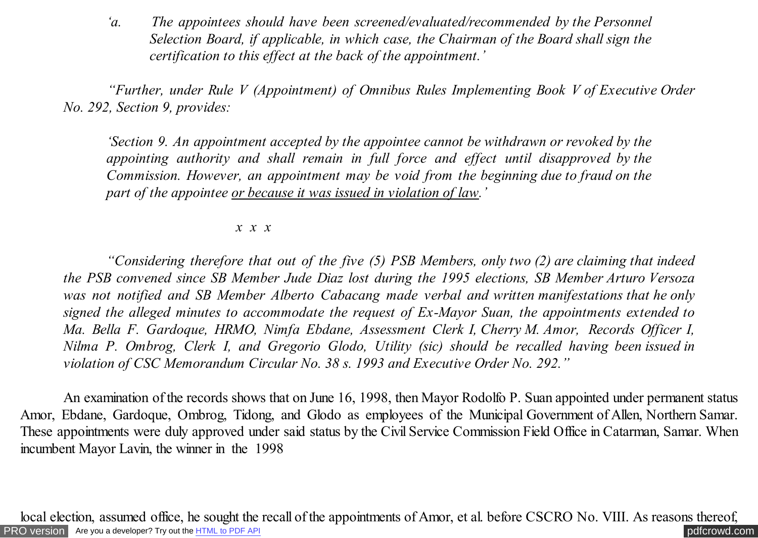*'a. The appointees should have been screened/evaluated/recommended by the Personnel Selection Board, if applicable, in which case, the Chairman of the Board shall sign the certification to this effect at the back of the appointment.'*

*"Further, under Rule V (Appointment) of Omnibus Rules Implementing Book V of Executive Order No. 292, Section 9, provides:*

*'Section 9. An appointment accepted by the appointee cannot be withdrawn or revoked by the appointing authority and shall remain in full force and effect until disapproved by the Commission. However, an appointment may be void from the beginning due to fraud on the part of the appointee <u>or because it was issued in violation of law</u>.'*

*x x x*

*"Considering therefore that out of the five (5) PSB Members, only two (2) are claiming that indeed the PSB convened since SB Member Jude Diaz lost during the 1995 elections, SB Member Arturo Versoza was not notified and SB Member Alberto Cabacang made verbal and written manifestations that he only signed the alleged minutes to accommodate the request of Ex-Mayor Suan, the appointments extended to Ma. Bella F. Gardoque, HRMO, Nimfa Ebdane, Assessment Clerk I, Cherry M. Amor, Records Officer I, Nilma P. Ombrog, Clerk I, and Gregorio Glodo, Utility (sic) should be recalled having been issued in violation of CSC Memorandum Circular No. 38 s. 1993 and Executive Order No. 292."*

An examination of the records shows that on June 16, 1998, then Mayor Rodolfo P. Suan appointed under permanent status Amor, Ebdane, Gardoque, Ombrog, Tidong, and Glodo as employees of the Municipal Government of Allen, Northern Samar. These appointments were duly approved under said status by the Civil Service Commission Field Office in Catarman, Samar. When incumbent Mayor Lavin, the winner in the 1998 local election, assumed office, he sought the recall of the appointments of Amor, et al. before CSCRO No. VIII. As reasons thereof,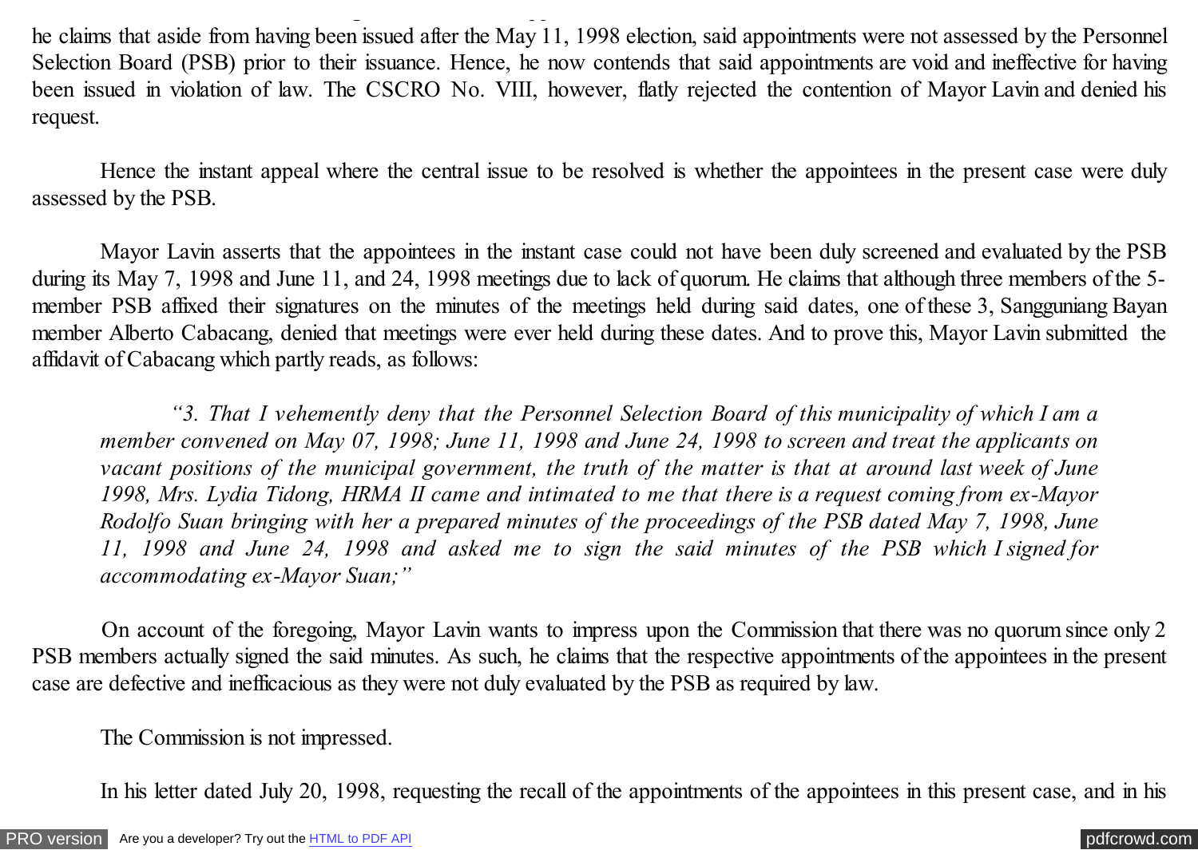he claims that aside from having been issued after the May 11, 1998 election, said appointments were not assessed by the Personnel Selection Board (PSB) prior to their issuance. Hence, he now contends that said appointments are void and ineffective for having been issued in violation of law. The CSCRO No. VIII, however, flatly rejected the contention of Mayor Lavin and denied his request.

Hence the instant appeal where the central issue to be resolved is whether the appointees in the present case were duly assessed by the PSB.

Mayor Lavin asserts that the appointees in the instant case could not have been duly screened and evaluated by the PSB during its May 7, 1998 and June 11, and 24, 1998 meetings due to lack of quorum. He claims that although three members of the 5-member PSB affixed their signatures on the minutes of the meetings held during said dates, one of these 3, Sangguniang Bayan member Alberto Cabacang, denied that meetings were ever held during these dates. And to prove this, Mayor Lavin submitted the affidavit of Cabacang which partly reads, as follows:

> *"3. That I vehemently deny that the Personnel Selection Board of this municipality of which I am a member convened on May 07, 1998; June 11, 1998 and June 24, 1998 to screen and treat the applicants on vacant positions of the municipal government, the truth of the matter is that at around last week of June 1998, Mrs. Lydia Tidong, HRMA II came and intimated to me that there is a request coming from ex-Mayor Rodolfo Suan bringing with her a prepared minutes of the proceedings of the PSB dated May 7, 1998, June 11, 1998 and June 24, 1998 and asked me to sign the said minutes of the PSB which I signed for accommodating ex-Mayor Suan;"*

On account of the foregoing, Mayor Lavin wants to impress upon the Commission that there was no quorum since only 2 PSB members actually signed the said minutes. As such, he claims that the respective appointments of the appointees in the present case are defective and inefficacious as they were not duly evaluated by the PSB as required by law.

The Commission is not impressed.

In his letter dated July 20, 1998, requesting the recall of the appointments of the appointees in this present case, and in his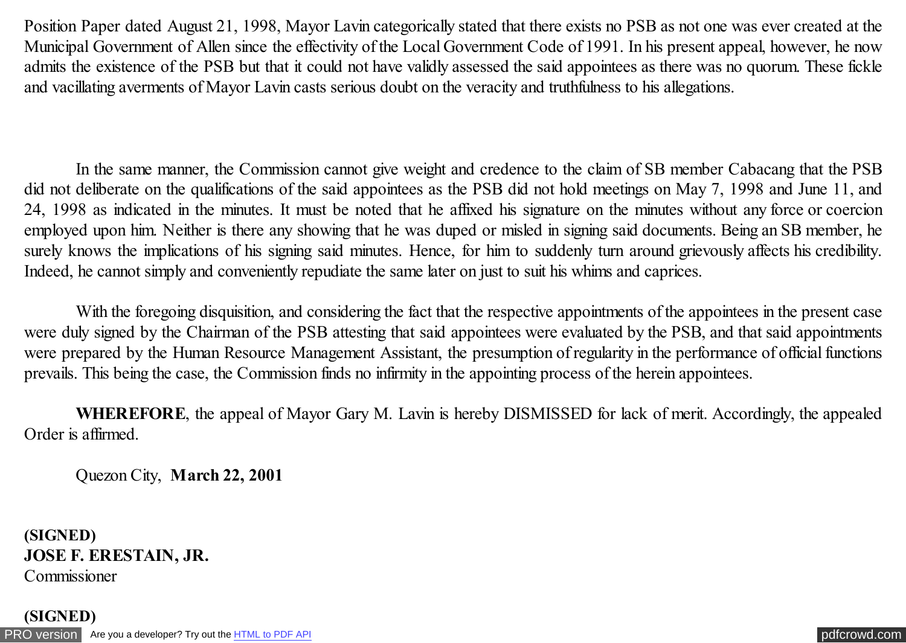Position Paper dated August 21, 1998, Mayor Lavin categorically stated that there exists no PSB as not one was ever created at the Municipal Government of Allen since the effectivity of the Local Government Code of 1991. In his present appeal, however, he now admits the existence of the PSB but that it could not have validly assessed the said appointees as there was no quorum. These fickle and vacillating averments of Mayor Lavin casts serious doubt on the veracity and truthfulness to his allegations.

In the same manner, the Commission cannot give weight and credence to the claim of SB member Cabacang that the PSB did not deliberate on the qualifications of the said appointees as the PSB did not hold meetings on May 7, 1998 and June 11, and 24, 1998 as indicated in the minutes. It must be noted that he affixed his signature on the minutes without any force or coercion employed upon him. Neither is there any showing that he was duped or misled in signing said documents. Being an SB member, he surely knows the implications of his signing said minutes. Hence, for him to suddenly turn around grievously affects his credibility. Indeed, he cannot simply and conveniently repudiate the same later on just to suit his whims and caprices.

With the foregoing disquisition, and considering the fact that the respective appointments of the appointees in the present case were duly signed by the Chairman of the PSB attesting that said appointees were evaluated by the PSB, and that said appointments were prepared by the Human Resource Management Assistant, the presumption of regularity in the performance of official functions prevails. This being the case, the Commission finds no infirmity in the appointing process of the herein appointees.

**WHEREFORE**, the appeal of Mayor Gary M. Lavin is hereby DISMISSED for lack of merit. Accordingly, the appealed Order is affirmed.

Quezon City, **March 22, 2001**

**(SIGNED)**
**JOSE F. ERESTAIN, JR.**
Commissioner

**(SIGNED)**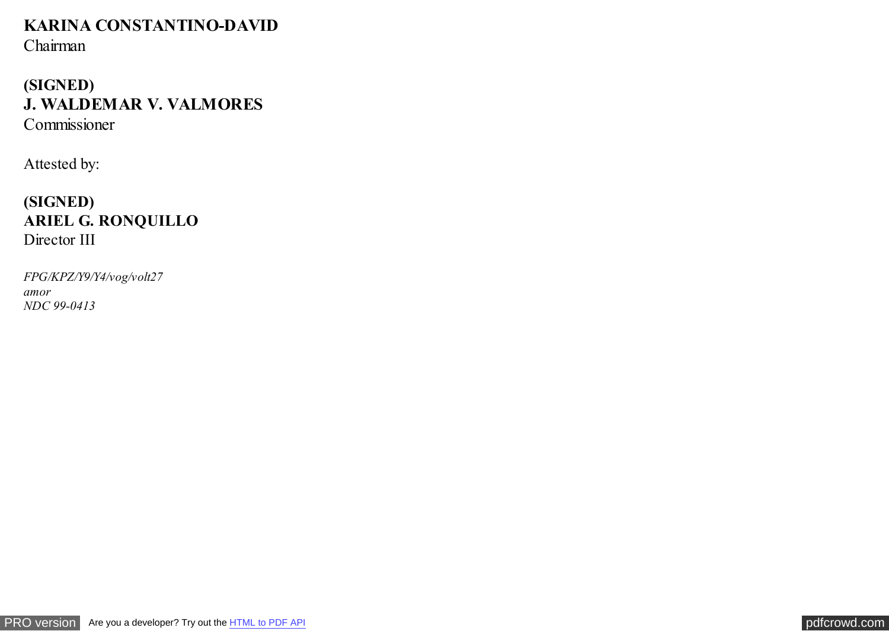**KARINA CONSTANTINO-DAVID**
Chairman

**(SIGNED)**
**J. WALDEMAR V. VALMORES**
Commissioner

Attested by:

**(SIGNED)**
**ARIEL G. RONQUILLO**
Director III

*FPG/KPZ/Y9/Y4/vog/volt27*
*amor*
*NDC 99-0413*